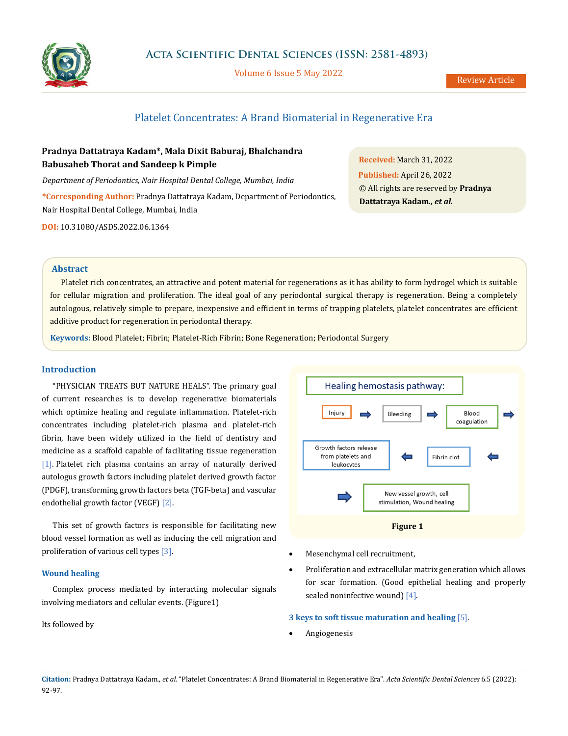# Platelet Concentrates: A Brand Biomaterial in Regenerative Era

**Pradnya Dattatraya Kadam*, Mala Dixit Baburaj, Bhalchandra Babusaheb Thorat and Sandeep k Pimple**

*Department of Periodontics, Nair Hospital Dental College, Mumbai, India*

**\*Corresponding Author:** Pradnya Dattatraya Kadam, Department of Periodontics, Nair Hospital Dental College, Mumbai, India

**DOI:** 10.31080/ASDS.2022.06.1364

**Received:** March 31, 2022
**Published:** April 26, 2022
© All rights are reserved by **Pradnya Dattatraya Kadam*., et al.***

## Abstract

Platelet rich concentrates, an attractive and potent material for regenerations as it has ability to form hydrogel which is suitable for cellular migration and proliferation. The ideal goal of any periodontal surgical therapy is regeneration. Being a completely autologous, relatively simple to prepare, inexpensive and efficient in terms of trapping platelets, platelet concentrates are efficient additive product for regeneration in periodontal therapy.

**Keywords:** Blood Platelet; Fibrin; Platelet-Rich Fibrin; Bone Regeneration; Periodontal Surgery

## Introduction

"PHYSICIAN TREATS BUT NATURE HEALS". The primary goal of current researches is to develop regenerative biomaterials which optimize healing and regulate inflammation. Platelet-rich concentrates including platelet-rich plasma and platelet-rich fibrin, have been widely utilized in the field of dentistry and medicine as a scaffold capable of facilitating tissue regeneration [1]. Platelet rich plasma contains an array of naturally derived autologus growth factors including platelet derived growth factor (PDGF), transforming growth factors beta (TGF-beta) and vascular endothelial growth factor (VEGF) [2].

This set of growth factors is responsible for facilitating new blood vessel formation as well as inducing the cell migration and proliferation of various cell types [3].

### Wound healing

Complex process mediated by interacting molecular signals involving mediators and cellular events. (Figure1)

Its followed by

Healing hemostasis pathway:

Injury → Bleeding → Blood coagulation → Fibrin clot → Growth factors release from platelets and leukocytes → New vessel growth, cell stimulation, Wound healing

**Figure 1**

- Mesenchymal cell recruitment,
- Proliferation and extracellular matrix generation which allows for scar formation. (Good epithelial healing and properly sealed noninfective wound) [4].

### 3 keys to soft tissue maturation and healing [5].

- Angiogenesis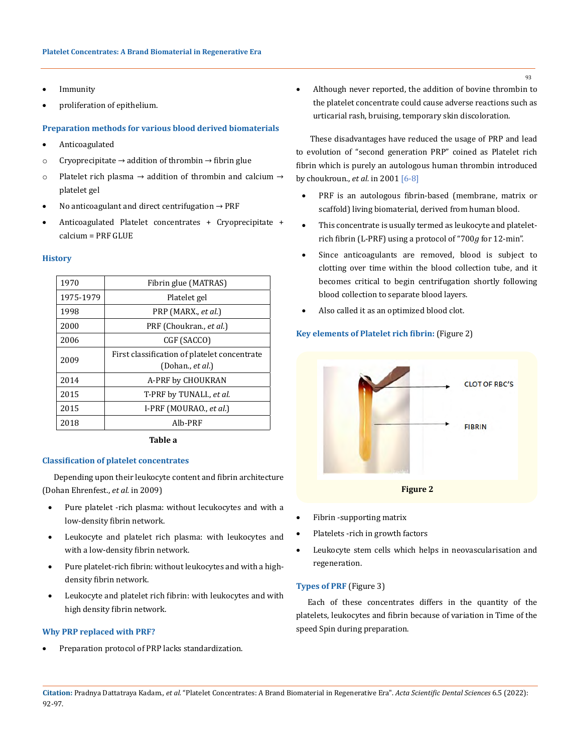- Immunity
- proliferation of epithelium.

### Preparation methods for various blood derived biomaterials

- Anticoagulated
  - Cryoprecipitate → addition of thrombin → fibrin glue
  - Platelet rich plasma → addition of thrombin and calcium → platelet gel
- No anticoagulant and direct centrifugation → PRF
- Anticoagulated Platelet concentrates + Cryoprecipitate + calcium = PRF GLUE

### History

| | |
|---|---|
| 1970 | Fibrin glue (MATRAS) |
| 1975-1979 | Platelet gel |
| 1998 | PRP (MARX., *et al.*) |
| 2000 | PRF (Choukran., *et al.*) |
| 2006 | CGF (SACCO) |
| 2009 | First classification of platelet concentrate (Dohan., *et al.*) |
| 2014 | A-PRF by CHOUKRAN |
| 2015 | T-PRF by TUNALI., *et al.* |
| 2015 | I-PRF (MOURAO., *et al.*) |
| 2018 | Alb-PRF |

**Table a**

### Classification of platelet concentrates

Depending upon their leukocyte content and fibrin architecture (Dohan Ehrenfest., *et al.* in 2009)

- Pure platelet -rich plasma: without lecukocytes and with a low-density fibrin network.
- Leukocyte and platelet rich plasma: with leukocytes and with a low-density fibrin network.
- Pure platelet-rich fibrin: without leukocytes and with a high-density fibrin network.
- Leukocyte and platelet rich fibrin: with leukocytes and with high density fibrin network.

### Why PRP replaced with PRF?

- Preparation protocol of PRP lacks standardization.
- Although never reported, the addition of bovine thrombin to the platelet concentrate could cause adverse reactions such as urticarial rash, bruising, temporary skin discoloration.

These disadvantages have reduced the usage of PRP and lead to evolution of "second generation PRP" coined as Platelet rich fibrin which is purely an autologous human thrombin introduced by choukroun., *et al.* in 2001 [6-8]

- PRF is an autologous fibrin-based (membrane, matrix or scaffold) living biomaterial, derived from human blood.
- This concentrate is usually termed as leukocyte and platelet-rich fibrin (L-PRF) using a protocol of "700*g* for 12-min".
- Since anticoagulants are removed, blood is subject to clotting over time within the blood collection tube, and it becomes critical to begin centrifugation shortly following blood collection to separate blood layers.
- Also called it as an optimized blood clot.

### Key elements of Platelet rich fibrin: (Figure 2)

**Figure 2**

- Fibrin -supporting matrix
- Platelets -rich in growth factors
- Leukocyte stem cells which helps in neovascularisation and regeneration.

### Types of PRF (Figure 3)

Each of these concentrates differs in the quantity of the platelets, leukocytes and fibrin because of variation in Time of the speed Spin during preparation.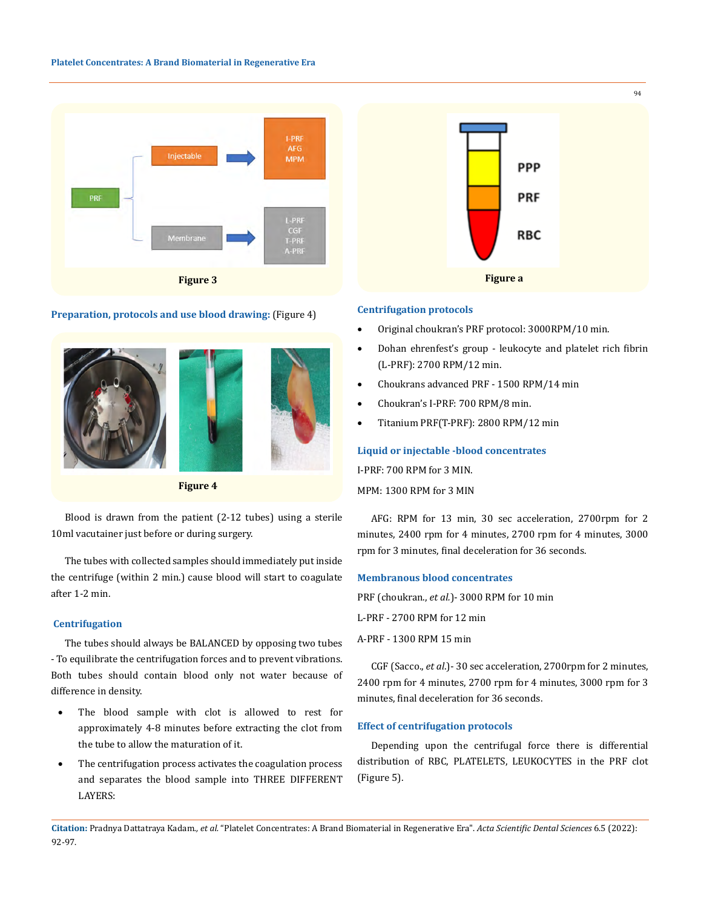Figure 3

Figure a

**Preparation, protocols and use blood drawing:** (Figure 4)

Figure 4

Blood is drawn from the patient (2-12 tubes) using a sterile 10ml vacutainer just before or during surgery.

The tubes with collected samples should immediately put inside the centrifuge (within 2 min.) cause blood will start to coagulate after 1-2 min.

### Centrifugation

The tubes should always be BALANCED by opposing two tubes - To equilibrate the centrifugation forces and to prevent vibrations. Both tubes should contain blood only not water because of difference in density.

- The blood sample with clot is allowed to rest for approximately 4-8 minutes before extracting the clot from the tube to allow the maturation of it.
- The centrifugation process activates the coagulation process and separates the blood sample into THREE DIFFERENT LAYERS:

### Centrifugation protocols

- Original choukran's PRF protocol: 3000RPM/10 min.
- Dohan ehrenfest's group - leukocyte and platelet rich fibrin (L-PRF): 2700 RPM/12 min.
- Choukrans advanced PRF - 1500 RPM/14 min
- Choukran's I-PRF: 700 RPM/8 min.
- Titanium PRF(T-PRF): 2800 RPM/12 min

### Liquid or injectable -blood concentrates

I-PRF: 700 RPM for 3 MIN.

MPM: 1300 RPM for 3 MIN

AFG: RPM for 13 min, 30 sec acceleration, 2700rpm for 2 minutes, 2400 rpm for 4 minutes, 2700 rpm for 4 minutes, 3000 rpm for 3 minutes, final deceleration for 36 seconds.

### Membranous blood concentrates

PRF (choukran., *et al.*)- 3000 RPM for 10 min

L-PRF - 2700 RPM for 12 min

A-PRF - 1300 RPM 15 min

CGF (Sacco., *et al.*)- 30 sec acceleration, 2700rpm for 2 minutes, 2400 rpm for 4 minutes, 2700 rpm for 4 minutes, 3000 rpm for 3 minutes, final deceleration for 36 seconds.

### Effect of centrifugation protocols

Depending upon the centrifugal force there is differential distribution of RBC, PLATELETS, LEUKOCYTES in the PRF clot (Figure 5).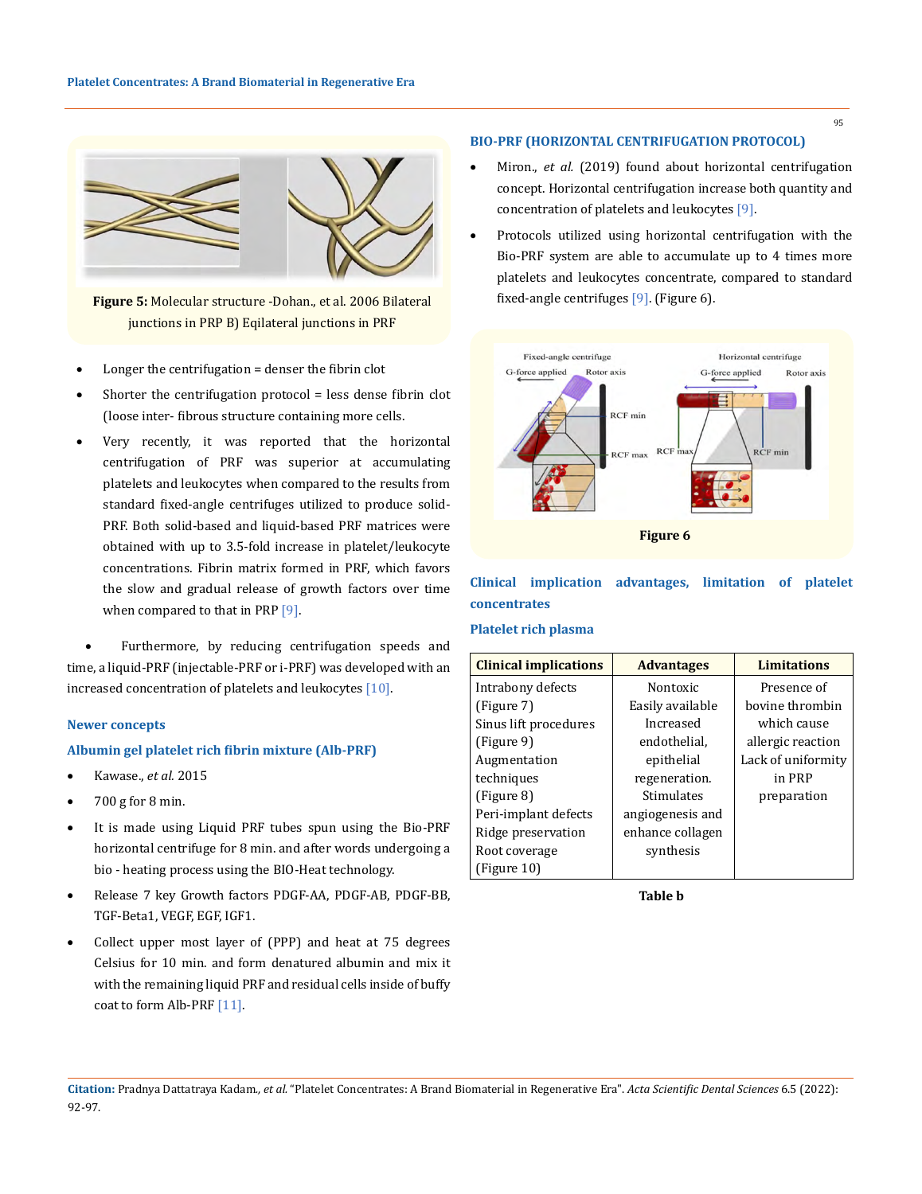Figure 5: Molecular structure -Dohan., et al. 2006 Bilateral junctions in PRP B) Eqilateral junctions in PRF

- Longer the centrifugation = denser the fibrin clot
- Shorter the centrifugation protocol = less dense fibrin clot (loose inter- fibrous structure containing more cells.
- Very recently, it was reported that the horizontal centrifugation of PRF was superior at accumulating platelets and leukocytes when compared to the results from standard fixed-angle centrifuges utilized to produce solid-PRF. Both solid-based and liquid-based PRF matrices were obtained with up to 3.5-fold increase in platelet/leukocyte concentrations. Fibrin matrix formed in PRF, which favors the slow and gradual release of growth factors over time when compared to that in PRP [9].
- Furthermore, by reducing centrifugation speeds and time, a liquid-PRF (injectable-PRF or i-PRF) was developed with an increased concentration of platelets and leukocytes [10].

### Newer concepts

### Albumin gel platelet rich fibrin mixture (Alb-PRF)

- Kawase., *et al.* 2015
- 700 g for 8 min.
- It is made using Liquid PRF tubes spun using the Bio-PRF horizontal centrifuge for 8 min. and after words undergoing a bio - heating process using the BIO-Heat technology.
- Release 7 key Growth factors PDGF-AA, PDGF-AB, PDGF-BB, TGF-Beta1, VEGF, EGF, IGF1.
- Collect upper most layer of (PPP) and heat at 75 degrees Celsius for 10 min. and form denatured albumin and mix it with the remaining liquid PRF and residual cells inside of buffy coat to form Alb-PRF [11].

### BIO-PRF (HORIZONTAL CENTRIFUGATION PROTOCOL)

- Miron., *et al.* (2019) found about horizontal centrifugation concept. Horizontal centrifugation increase both quantity and concentration of platelets and leukocytes [9].
- Protocols utilized using horizontal centrifugation with the Bio-PRF system are able to accumulate up to 4 times more platelets and leukocytes concentrate, compared to standard fixed-angle centrifuges [9]. (Figure 6).

Figure 6

### Clinical implication advantages, limitation of platelet concentrates

### Platelet rich plasma

| Clinical implications | Advantages | Limitations |
|---|---|---|
| Intrabony defects (Figure 7) Sinus lift procedures (Figure 9) Augmentation techniques (Figure 8) Peri-implant defects Ridge preservation Root coverage (Figure 10) | Nontoxic Easily available Increased endothelial, epithelial regeneration. Stimulates angiogenesis and enhance collagen synthesis | Presence of bovine thrombin which cause allergic reaction Lack of uniformity in PRP preparation |

Table b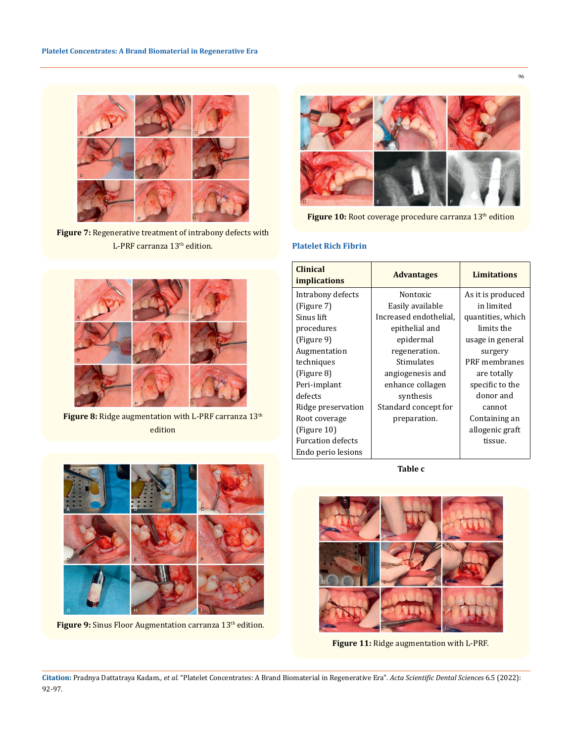Figure 7: Regenerative treatment of intrabony defects with L-PRF carranza 13th edition.

Figure 8: Ridge augmentation with L-PRF carranza 13th edition

Figure 9: Sinus Floor Augmentation carranza 13th edition.

Figure 10: Root coverage procedure carranza 13th edition

### Platelet Rich Fibrin

| Clinical implications | Advantages | Limitations |
|---|---|---|
| Intrabony defects (Figure 7)<br>Sinus lift procedures (Figure 9)<br>Augmentation techniques (Figure 8)<br>Peri-implant defects<br>Ridge preservation<br>Root coverage (Figure 10)<br>Furcation defects<br>Endo perio lesions | Nontoxic<br>Easily available<br>Increased endothelial, epithelial and epidermal regeneration.<br>Stimulates angiogenesis and enhance collagen synthesis<br>Standard concept for preparation. | As it is produced in limited quantities, which limits the usage in general surgery<br>PRF membranes are totally specific to the donor and cannot Containing an allogenic graft tissue. |

**Table c**

Figure 11: Ridge augmentation with L-PRF.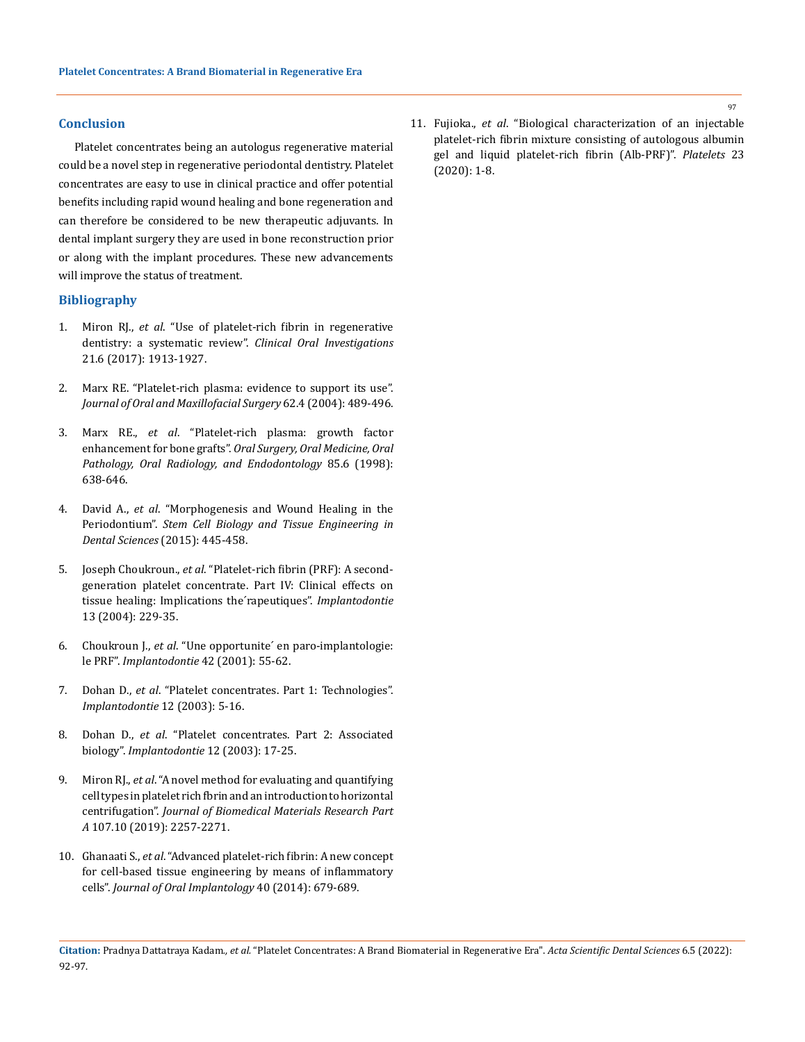## Conclusion

Platelet concentrates being an autologus regenerative material could be a novel step in regenerative periodontal dentistry. Platelet concentrates are easy to use in clinical practice and offer potential benefits including rapid wound healing and bone regeneration and can therefore be considered to be new therapeutic adjuvants. In dental implant surgery they are used in bone reconstruction prior or along with the implant procedures. These new advancements will improve the status of treatment.

## Bibliography

1. Miron RJ., *et al*. "Use of platelet-rich fibrin in regenerative dentistry: a systematic review". *Clinical Oral Investigations* 21.6 (2017): 1913-1927.
2. Marx RE. "Platelet-rich plasma: evidence to support its use". *Journal of Oral and Maxillofacial Surgery* 62.4 (2004): 489-496.
3. Marx RE., *et al*. "Platelet-rich plasma: growth factor enhancement for bone grafts". *Oral Surgery, Oral Medicine, Oral Pathology, Oral Radiology, and Endodontology* 85.6 (1998): 638-646.
4. David A., *et al*. "Morphogenesis and Wound Healing in the Periodontium". *Stem Cell Biology and Tissue Engineering in Dental Sciences* (2015): 445-458.
5. Joseph Choukroun., *et al*. "Platelet-rich fibrin (PRF): A second-generation platelet concentrate. Part IV: Clinical effects on tissue healing: Implications the´rapeutiques". *Implantodontie* 13 (2004): 229-35.
6. Choukroun J., *et al*. "Une opportunite´ en paro-implantologie: le PRF". *Implantodontie* 42 (2001): 55-62.
7. Dohan D., *et al*. "Platelet concentrates. Part 1: Technologies". *Implantodontie* 12 (2003): 5-16.
8. Dohan D., *et al*. "Platelet concentrates. Part 2: Associated biology". *Implantodontie* 12 (2003): 17-25.
9. Miron RJ., *et al*. "A novel method for evaluating and quantifying cell types in platelet rich fbrin and an introduction to horizontal centrifugation". *Journal of Biomedical Materials Research Part A* 107.10 (2019): 2257-2271.
10. Ghanaati S., *et al*. "Advanced platelet-rich fibrin: A new concept for cell-based tissue engineering by means of inflammatory cells". *Journal of Oral Implantology* 40 (2014): 679-689.
11. Fujioka., *et al*. "Biological characterization of an injectable platelet-rich fibrin mixture consisting of autologous albumin gel and liquid platelet-rich fibrin (Alb-PRF)". *Platelets* 23 (2020): 1-8.